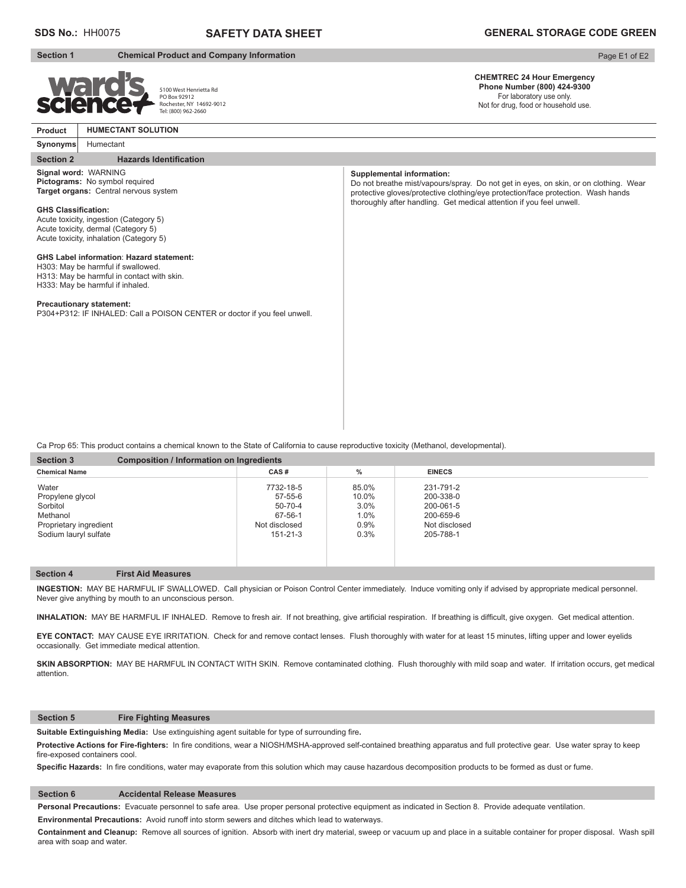**SDS No.:** HH0075

# SAFETY DATA SHEET

**GENERAL STORAGE CODE GREEN**

## Section 1 Chemical Product and Company Information

ward's science+
5100 West Henrietta Rd
PO Box 92912
Rochester, NY 14692-9012
Tel: (800) 962-2660

**CHEMTREC 24 Hour Emergency Phone Number (800) 424-9300**
For laboratory use only.
Not for drug, food or household use.

| **Product** | **HUMECTANT SOLUTION** |
|---|---|
| **Synonyms** | Humectant |

## Section 2 Hazards Identification

**Signal word:** WARNING
**Pictograms:** No symbol required
**Target organs:** Central nervous system

**GHS Classification:**
Acute toxicity, ingestion (Category 5)
Acute toxicity, dermal (Category 5)
Acute toxicity, inhalation (Category 5)

**GHS Label information**: **Hazard statement:**
H303: May be harmful if swallowed.
H313: May be harmful in contact with skin.
H333: May be harmful if inhaled.

**Precautionary statement:**
P304+P312: IF INHALED: Call a POISON CENTER or doctor if you feel unwell.

**Supplemental information:**
Do not breathe mist/vapours/spray. Do not get in eyes, on skin, or on clothing. Wear protective gloves/protective clothing/eye protection/face protection. Wash hands thoroughly after handling. Get medical attention if you feel unwell.

Ca Prop 65: This product contains a chemical known to the State of California to cause reproductive toxicity (Methanol, developmental).

## Section 3 Composition / Information on Ingredients

| Chemical Name | CAS # | % | EINECS |
|---|---|---|---|
| Water | 7732-18-5 | 85.0% | 231-791-2 |
| Propylene glycol | 57-55-6 | 10.0% | 200-338-0 |
| Sorbitol | 50-70-4 | 3.0% | 200-061-5 |
| Methanol | 67-56-1 | 1.0% | 200-659-6 |
| Proprietary ingredient | Not disclosed | 0.9% | Not disclosed |
| Sodium lauryl sulfate | 151-21-3 | 0.3% | 205-788-1 |

## Section 4 First Aid Measures

**INGESTION:** MAY BE HARMFUL IF SWALLOWED. Call physician or Poison Control Center immediately. Induce vomiting only if advised by appropriate medical personnel. Never give anything by mouth to an unconscious person.

**INHALATION:** MAY BE HARMFUL IF INHALED. Remove to fresh air. If not breathing, give artificial respiration. If breathing is difficult, give oxygen. Get medical attention.

**EYE CONTACT:** MAY CAUSE EYE IRRITATION. Check for and remove contact lenses. Flush thoroughly with water for at least 15 minutes, lifting upper and lower eyelids occasionally. Get immediate medical attention.

**SKIN ABSORPTION:** MAY BE HARMFUL IN CONTACT WITH SKIN. Remove contaminated clothing. Flush thoroughly with mild soap and water. If irritation occurs, get medical attention.

## Section 5 Fire Fighting Measures

**Suitable Extinguishing Media:** Use extinguishing agent suitable for type of surrounding fire**.**

**Protective Actions for Fire-fighters:** In fire conditions, wear a NIOSH/MSHA-approved self-contained breathing apparatus and full protective gear. Use water spray to keep fire-exposed containers cool.

**Specific Hazards:** In fire conditions, water may evaporate from this solution which may cause hazardous decomposition products to be formed as dust or fume.

## Section 6 Accidental Release Measures

**Personal Precautions:** Evacuate personnel to safe area. Use proper personal protective equipment as indicated in Section 8. Provide adequate ventilation.

**Environmental Precautions:** Avoid runoff into storm sewers and ditches which lead to waterways.

**Containment and Cleanup:** Remove all sources of ignition. Absorb with inert dry material, sweep or vacuum up and place in a suitable container for proper disposal. Wash spill area with soap and water.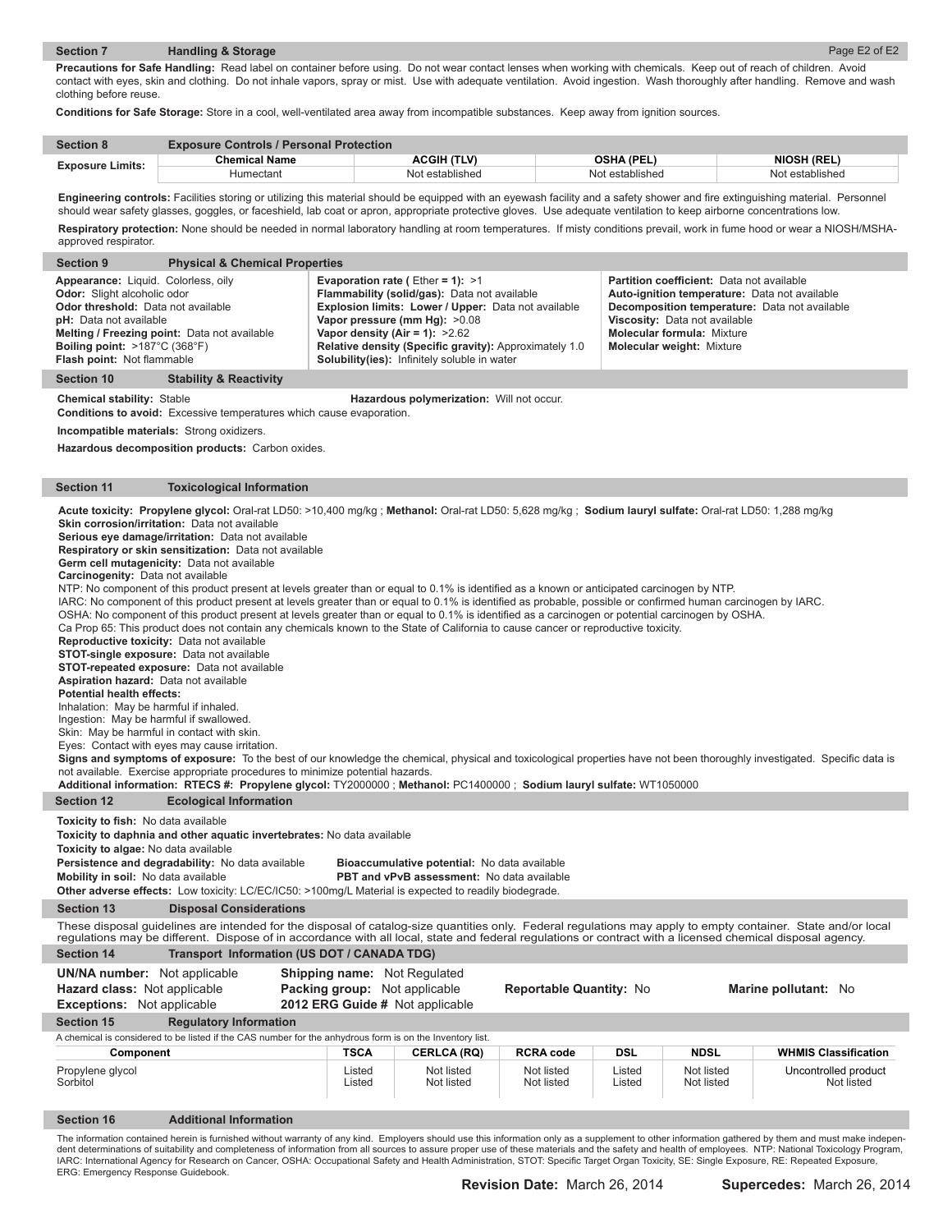## Section 7 Handling & Storage

**Precautions for Safe Handling:** Read label on container before using. Do not wear contact lenses when working with chemicals. Keep out of reach of children. Avoid contact with eyes, skin and clothing. Do not inhale vapors, spray or mist. Use with adequate ventilation. Avoid ingestion. Wash thoroughly after handling. Remove and wash clothing before reuse.

**Conditions for Safe Storage:** Store in a cool, well-ventilated area away from incompatible substances. Keep away from ignition sources.

## Section 8 Exposure Controls / Personal Protection

| Exposure Limits: | Chemical Name | ACGIH (TLV) | OSHA (PEL) | NIOSH (REL) |
|---|---|---|---|---|
| | Humectant | Not established | Not established | Not established |

**Engineering controls:** Facilities storing or utilizing this material should be equipped with an eyewash facility and a safety shower and fire extinguishing material. Personnel should wear safety glasses, goggles, or faceshield, lab coat or apron, appropriate protective gloves. Use adequate ventilation to keep airborne concentrations low.

**Respiratory protection:** None should be needed in normal laboratory handling at room temperatures. If misty conditions prevail, work in fume hood or wear a NIOSH/MSHA-approved respirator.

## Section 9 Physical & Chemical Properties

**Appearance:** Liquid. Colorless, oily
**Odor:** Slight alcoholic odor
**Odor threshold:** Data not available
**pH:** Data not available
**Melting / Freezing point:** Data not available
**Boiling point:** >187°C (368°F)
**Flash point:** Not flammable

**Evaporation rate (** Ether **= 1):** >1
**Flammability (solid/gas):** Data not available
**Explosion limits: Lower / Upper:** Data not available
**Vapor pressure (mm Hg):** >0.08
**Vapor density (Air = 1):** >2.62
**Relative density (Specific gravity):** Approximately 1.0
**Solubility(ies):** Infinitely soluble in water

**Partition coefficient:** Data not available
**Auto-ignition temperature:** Data not available
**Decomposition temperature:** Data not available
**Viscosity:** Data not available
**Molecular formula:** Mixture
**Molecular weight:** Mixture

## Section 10 Stability & Reactivity

**Chemical stability:** Stable
**Hazardous polymerization:** Will not occur.
**Conditions to avoid:** Excessive temperatures which cause evaporation.

**Incompatible materials:** Strong oxidizers.

**Hazardous decomposition products:** Carbon oxides.

## Section 11 Toxicological Information

**Acute toxicity: Propylene glycol:** Oral-rat LD50: >10,400 mg/kg ; **Methanol:** Oral-rat LD50: 5,628 mg/kg ; **Sodium lauryl sulfate:** Oral-rat LD50: 1,288 mg/kg
**Skin corrosion/irritation:** Data not available
**Serious eye damage/irritation:** Data not available
**Respiratory or skin sensitization:** Data not available
**Germ cell mutagenicity:** Data not available
**Carcinogenity:** Data not available
NTP: No component of this product present at levels greater than or equal to 0.1% is identified as a known or anticipated carcinogen by NTP.
IARC: No component of this product present at levels greater than or equal to 0.1% is identified as probable, possible or confirmed human carcinogen by IARC.
OSHA: No component of this product present at levels greater than or equal to 0.1% is identified as a carcinogen or potential carcinogen by OSHA.
Ca Prop 65: This product does not contain any chemicals known to the State of California to cause cancer or reproductive toxicity.
**Reproductive toxicity:** Data not available
**STOT-single exposure:** Data not available
**STOT-repeated exposure:** Data not available
**Aspiration hazard:** Data not available
**Potential health effects:**
Inhalation: May be harmful if inhaled.
Ingestion: May be harmful if swallowed.
Skin: May be harmful in contact with skin.
Eyes: Contact with eyes may cause irritation.
**Signs and symptoms of exposure:** To the best of our knowledge the chemical, physical and toxicological properties have not been thoroughly investigated. Specific data is not available. Exercise appropriate procedures to minimize potential hazards.
**Additional information: RTECS #: Propylene glycol:** TY2000000 ; **Methanol:** PC1400000 ; **Sodium lauryl sulfate:** WT1050000

## Section 12 Ecological Information

**Toxicity to fish:** No data available
**Toxicity to daphnia and other aquatic invertebrates:** No data available
**Toxicity to algae:** No data available
**Persistence and degradability:** No data available
**Bioaccumulative potential:** No data available
**Mobility in soil:** No data available
**PBT and vPvB assessment:** No data available
**Other adverse effects:** Low toxicity: LC/EC/IC50: >100mg/L Material is expected to readily biodegrade.

## Section 13 Disposal Considerations

These disposal guidelines are intended for the disposal of catalog-size quantities only. Federal regulations may apply to empty container. State and/or local regulations may be different. Dispose of in accordance with all local, state and federal regulations or contract with a licensed chemical disposal agency.

## Section 14 Transport Information (US DOT / CANADA TDG)

**UN/NA number:** Not applicable
**Hazard class:** Not applicable
**Exceptions:** Not applicable
**Shipping name:** Not Regulated
**Packing group:** Not applicable
**2012 ERG Guide #** Not applicable
**Reportable Quantity:** No
**Marine pollutant:** No

## Section 15 Regulatory Information

A chemical is considered to be listed if the CAS number for the anhydrous form is on the Inventory list.

| Component | TSCA | CERLCA (RQ) | RCRA code | DSL | NDSL | WHMIS Classification |
|---|---|---|---|---|---|---|
| Propylene glycol | Listed | Not listed | Not listed | Listed | Not listed | Uncontrolled product |
| Sorbitol | Listed | Not listed | Not listed | Listed | Not listed | Not listed |

## Section 16 Additional Information

The information contained herein is furnished without warranty of any kind. Employers should use this information only as a supplement to other information gathered by them and must make independent determinations of suitability and completeness of information from all sources to assure proper use of these materials and the safety and health of employees. NTP: National Toxicology Program, IARC: International Agency for Research on Cancer, OSHA: Occupational Safety and Health Administration, STOT: Specific Target Organ Toxicity, SE: Single Exposure, RE: Repeated Exposure, ERG: Emergency Response Guidebook.

**Revision Date:** March 26, 2014 **Supercedes:** March 26, 2014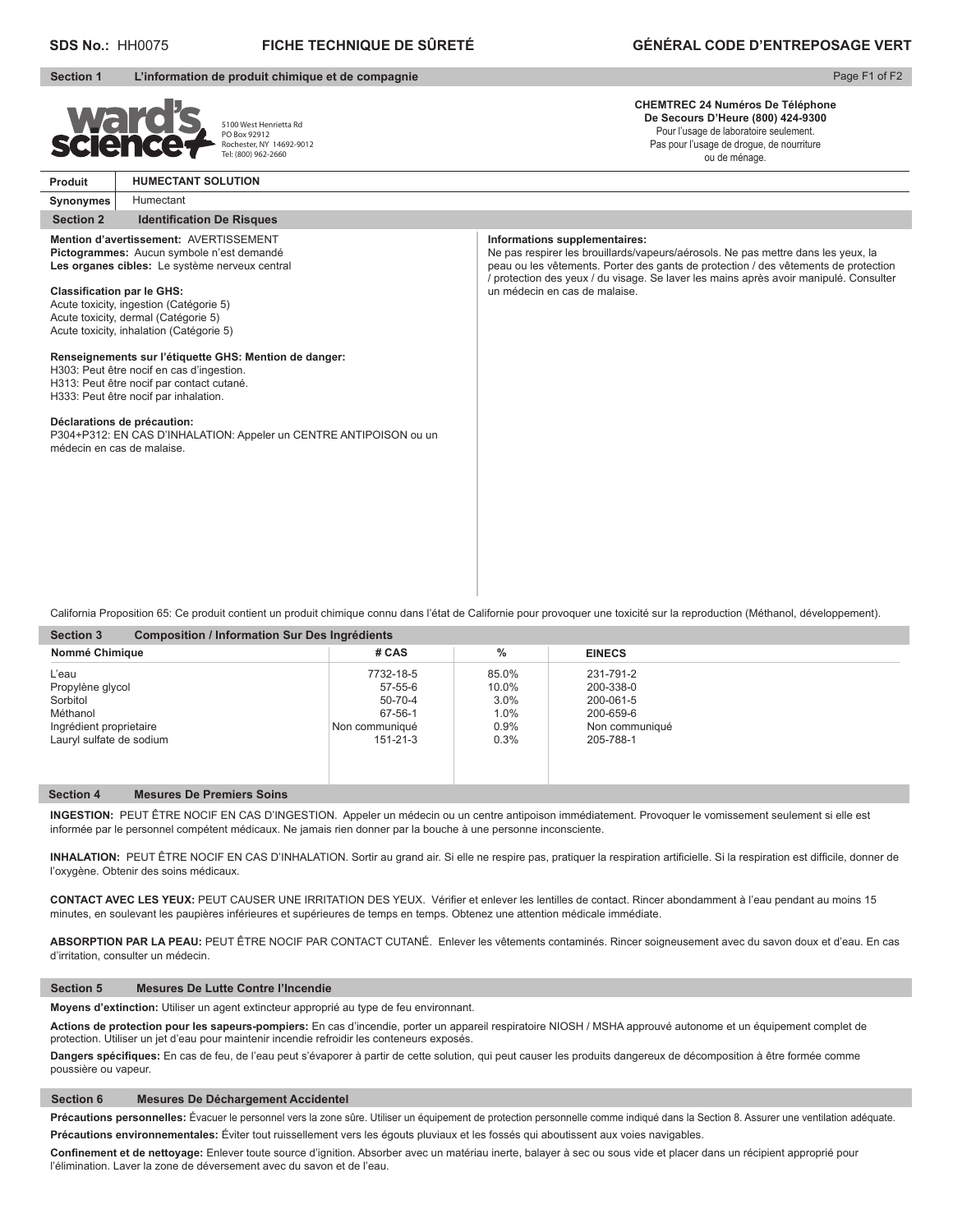**SDS No.:** HH0075 **FICHE TECHNIQUE DE SÛRETÉ** **GÉNÉRAL CODE D'ENTREPOSAGE VERT**

## Section 1 L'information de produit chimique et de compagnie

ward's science
5100 West Henrietta Rd
PO Box 92912
Rochester, NY 14692-9012
Tel: (800) 962-2660

**CHEMTREC 24 Numéros De Téléphone De Secours D'Heure (800) 424-9300**
Pour l'usage de laboratoire seulement.
Pas pour l'usage de drogue, de nourriture ou de ménage.

| **Produit** | **HUMECTANT SOLUTION** |
|---|---|
| **Synonymes** | Humectant |

## Section 2 Identification De Risques

**Mention d'avertissement:** AVERTISSEMENT
**Pictogrammes:** Aucun symbole n'est demandé
**Les organes cibles:** Le système nerveux central

**Classification par le GHS:**
Acute toxicity, ingestion (Catégorie 5)
Acute toxicity, dermal (Catégorie 5)
Acute toxicity, inhalation (Catégorie 5)

**Renseignements sur l'étiquette GHS: Mention de danger:**
H303: Peut être nocif en cas d'ingestion.
H313: Peut être nocif par contact cutané.
H333: Peut être nocif par inhalation.

**Déclarations de précaution:**
P304+P312: EN CAS D'INHALATION: Appeler un CENTRE ANTIPOISON ou un médecin en cas de malaise.

**Informations supplementaires:**
Ne pas respirer les brouillards/vapeurs/aérosols. Ne pas mettre dans les yeux, la peau ou les vêtements. Porter des gants de protection / des vêtements de protection / protection des yeux / du visage. Se laver les mains après avoir manipulé. Consulter un médecin en cas de malaise.

California Proposition 65: Ce produit contient un produit chimique connu dans l'état de Californie pour provoquer une toxicité sur la reproduction (Méthanol, développement).

## Section 3 Composition / Information Sur Des Ingrédients

| Nommé Chimique | # CAS | % | EINECS |
|---|---|---|---|
| L'eau | 7732-18-5 | 85.0% | 231-791-2 |
| Propylène glycol | 57-55-6 | 10.0% | 200-338-0 |
| Sorbitol | 50-70-4 | 3.0% | 200-061-5 |
| Méthanol | 67-56-1 | 1.0% | 200-659-6 |
| Ingrédient proprietaire | Non communiqué | 0.9% | Non communiqué |
| Lauryl sulfate de sodium | 151-21-3 | 0.3% | 205-788-1 |

## Section 4 Mesures De Premiers Soins

**INGESTION:** PEUT ÊTRE NOCIF EN CAS D'INGESTION. Appeler un médecin ou un centre antipoison immédiatement. Provoquer le vomissement seulement si elle est informée par le personnel compétent médicaux. Ne jamais rien donner par la bouche à une personne inconsciente.

**INHALATION:** PEUT ÊTRE NOCIF EN CAS D'INHALATION. Sortir au grand air. Si elle ne respire pas, pratiquer la respiration artificielle. Si la respiration est difficile, donner de l'oxygène. Obtenir des soins médicaux.

**CONTACT AVEC LES YEUX:** PEUT CAUSER UNE IRRITATION DES YEUX. Vérifier et enlever les lentilles de contact. Rincer abondamment à l'eau pendant au moins 15 minutes, en soulevant les paupières inférieures et supérieures de temps en temps. Obtenez une attention médicale immédiate.

**ABSORPTION PAR LA PEAU:** PEUT ÊTRE NOCIF PAR CONTACT CUTANÉ. Enlever les vêtements contaminés. Rincer soigneusement avec du savon doux et d'eau. En cas d'irritation, consulter un médecin.

## Section 5 Mesures De Lutte Contre l'Incendie

**Moyens d'extinction:** Utiliser un agent extincteur approprié au type de feu environnant.

**Actions de protection pour les sapeurs-pompiers:** En cas d'incendie, porter un appareil respiratoire NIOSH / MSHA approuvé autonome et un équipement complet de protection. Utiliser un jet d'eau pour maintenir incendie refroidir les conteneurs exposés.

**Dangers spécifiques:** En cas de feu, de l'eau peut s'évaporer à partir de cette solution, qui peut causer les produits dangereux de décomposition à être formée comme poussière ou vapeur.

## Section 6 Mesures De Déchargement Accidentel

**Précautions personnelles:** Évacuer le personnel vers la zone sûre. Utiliser un équipement de protection personnelle comme indiqué dans la Section 8. Assurer une ventilation adéquate.

**Précautions environnementales:** Éviter tout ruissellement vers les égouts pluviaux et les fossés qui aboutissent aux voies navigables.

**Confinement et de nettoyage:** Enlever toute source d'ignition. Absorber avec un matériau inerte, balayer à sec ou sous vide et placer dans un récipient approprié pour l'élimination. Laver la zone de déversement avec du savon et de l'eau.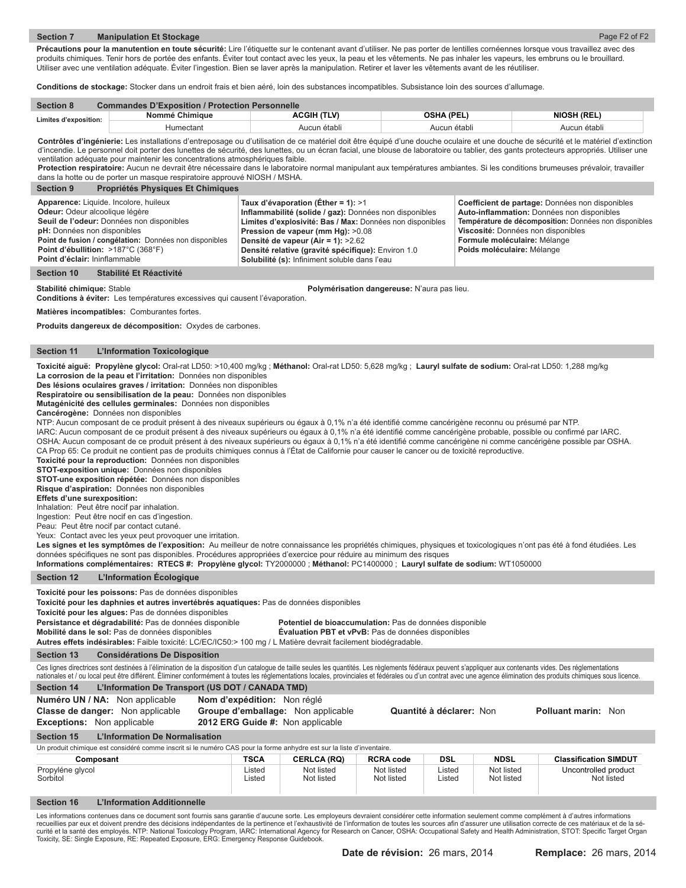## Section 7 Manipulation Et Stockage

**Précautions pour la manutention en toute sécurité:** Lire l'étiquette sur le contenant avant d'utiliser. Ne pas porter de lentilles cornéennes lorsque vous travaillez avec des produits chimiques. Tenir hors de portée des enfants. Éviter tout contact avec les yeux, la peau et les vêtements. Ne pas inhaler les vapeurs, les embruns ou le brouillard. Utiliser avec une ventilation adéquate. Éviter l'ingestion. Bien se laver après la manipulation. Retirer et laver les vêtements avant de les réutiliser.

**Conditions de stockage:** Stocker dans un endroit frais et bien aéré, loin des substances incompatibles. Subsistance loin des sources d'allumage.

## Section 8 Commandes D'Exposition / Protection Personnelle

| Limites d'exposition: | Nommé Chimique | ACGIH (TLV) | OSHA (PEL) | NIOSH (REL) |
|---|---|---|---|---|
| | Humectant | Aucun établi | Aucun établi | Aucun établi |

**Contrôles d'ingénierie:** Les installations d'entreposage ou d'utilisation de ce matériel doit être équipé d'une douche oculaire et une douche de sécurité et le matériel d'extinction d'incendie. Le personnel doit porter des lunettes de sécurité, des lunettes, ou un écran facial, une blouse de laboratoire ou tablier, des gants protecteurs appropriés. Utiliser une ventilation adéquate pour maintenir les concentrations atmosphériques faible.
**Protection respiratoire:** Aucun ne devrait être nécessaire dans le laboratoire normal manipulant aux températures ambiantes. Si les conditions brumeuses prévaloir, travailler dans la hotte ou de porter un masque respiratoire approuvé NIOSH / MSHA.

## Section 9 Propriétés Physiques Et Chimiques

**Apparence:** Liquide. Incolore, huileux
**Odeur:** Odeur alcoolique légère
**Seuil de l'odeur:** Données non disponibles
**pH:** Données non disponibles
**Point de fusion / congélation:** Données non disponibles
**Point d'ébullition:** >187°C (368°F)
**Point d'éclair:** Ininflammable

**Taux d'évaporation (Éther = 1):** >1
**Inflammabilité (solide / gaz):** Données non disponibles
**Limites d'explosivité: Bas / Max:** Données non disponibles
**Pression de vapeur (mm Hg):** >0.08
**Densité de vapeur (Air = 1):** >2.62
**Densité relative (gravité spécifique):** Environ 1.0
**Solubilité (s):** Infiniment soluble dans l'eau

**Coefficient de partage:** Données non disponibles
**Auto-inflammation:** Données non disponibles
**Température de décomposition:** Données non disponibles
**Viscosité:** Données non disponibles
**Formule moléculaire:** Mélange
**Poids moléculaire:** Mélange

## Section 10 Stabilité Et Réactivité

**Stabilité chimique:** Stable
**Polymérisation dangereuse:** N'aura pas lieu.
**Conditions à éviter:** Les températures excessives qui causent l'évaporation.

**Matières incompatibles:** Comburantes fortes.

**Produits dangereux de décomposition:** Oxydes de carbones.

## Section 11 L'Information Toxicologique

**Toxicité aiguë: Propylène glycol:** Oral-rat LD50: >10,400 mg/kg ; **Méthanol:** Oral-rat LD50: 5,628 mg/kg ; **Lauryl sulfate de sodium:** Oral-rat LD50: 1,288 mg/kg
**La corrosion de la peau et l'irritation:** Données non disponibles
**Des lésions oculaires graves / irritation:** Données non disponibles
**Respiratoire ou sensibilisation de la peau:** Données non disponibles
**Mutagénicité des cellules germinales:** Données non disponibles
**Cancérogène:** Données non disponibles
NTP: Aucun composant de ce produit présent à des niveaux supérieurs ou égaux à 0,1% n'a été identifié comme cancérigène reconnu ou présumé par NTP.
IARC: Aucun composant de ce produit présent à des niveaux supérieurs ou égaux à 0,1% n'a été identifié comme cancérigène probable, possible ou confirmé par IARC.
OSHA: Aucun composant de ce produit présent à des niveaux supérieurs ou égaux à 0,1% n'a été identifié comme cancérigène ni comme cancérigène possible par OSHA.
CA Prop 65: Ce produit ne contient pas de produits chimiques connus à l'État de Californie pour causer le cancer ou de toxicité reproductive.
**Toxicité pour la reproduction:** Données non disponibles
**STOT-exposition unique:** Données non disponibles
**STOT-une exposition répétée:** Données non disponibles
**Risque d'aspiration:** Données non disponibles
**Effets d'une surexposition:**
Inhalation: Peut être nocif par inhalation.
Ingestion: Peut être nocif en cas d'ingestion.
Peau: Peut être nocif par contact cutané.
Yeux: Contact avec les yeux peut provoquer une irritation.
**Les signes et les symptômes de l'exposition:** Au meilleur de notre connaissance les propriétés chimiques, physiques et toxicologiques n'ont pas été à fond étudiées. Les données spécifiques ne sont pas disponibles. Procédures appropriées d'exercice pour réduire au minimum des risques
**Informations complémentaires: RTECS #: Propylène glycol:** TY2000000 ; **Méthanol:** PC1400000 ; **Lauryl sulfate de sodium:** WT1050000

## Section 12 L'Information Écologique

**Toxicité pour les poissons:** Pas de données disponibles
**Toxicité pour les daphnies et autres invertébrés aquatiques:** Pas de données disponibles
**Toxicité pour les algues:** Pas de données disponibles
**Persistance et dégradabilité:** Pas de données disponible
**Potentiel de bioaccumulation:** Pas de données disponible
**Mobilité dans le sol:** Pas de données disponibles
**Évaluation PBT et vPvB:** Pas de données disponibles
**Autres effets indésirables:** Faible toxicité: LC/EC/IC50:> 100 mg / L Matière devrait facilement biodégradable.

## Section 13 Considérations De Disposition

Ces lignes directrices sont destinées à l'élimination de la disposition d'un catalogue de taille seules les quantités. Les règlements fédéraux peuvent s'appliquer aux contenants vides. Des réglementations nationales et / ou local peut être différent. Éliminer conformément à toutes les réglementations locales, provinciales et fédérales ou d'un contrat avec une agence élimination des produits chimiques sous licence.

## Section 14 L'Information De Transport (US DOT / CANADA TMD)

**Numéro UN / NA:** Non applicable
**Nom d'expédition:** Non réglé
**Classe de danger:** Non applicable
**Groupe d'emballage:** Non applicable
**Quantité à déclarer:** Non
**Polluant marin:** Non
**Exceptions:** Non applicable
**2012 ERG Guide #:** Non applicable

## Section 15 L'Information De Normalisation

Un produit chimique est considéré comme inscrit si le numéro CAS pour la forme anhydre est sur la liste d'inventaire.

| Composant | TSCA | CERLCA (RQ) | RCRA code | DSL | NDSL | Classification SIMDUT |
|---|---|---|---|---|---|---|
| Propyléne glycol | Listed | Not listed | Not listed | Listed | Not listed | Uncontrolled product |
| Sorbitol | Listed | Not listed | Not listed | Listed | Not listed | Not listed |

## Section 16 L'Information Additionnelle

Les informations contenues dans ce document sont fournis sans garantie d'aucune sorte. Les employeurs devraient considérer cette information seulement comme complément à d'autres informations recueillies par eux et doivent prendre des décisions indépendantes de la pertinence et l'exhaustivité de l'information de toutes les sources afin d'assurer une utilisation correcte de ces matériaux et de la sécurité et la santé des employés. NTP: National Toxicology Program, IARC: International Agency for Research on Cancer, OSHA: Occupational Safety and Health Administration, STOT: Specific Target Organ Toxicity, SE: Single Exposure, RE: Repeated Exposure, ERG: Emergency Response Guidebook.

**Date de révision:** 26 mars, 2014 **Remplace:** 26 mars, 2014